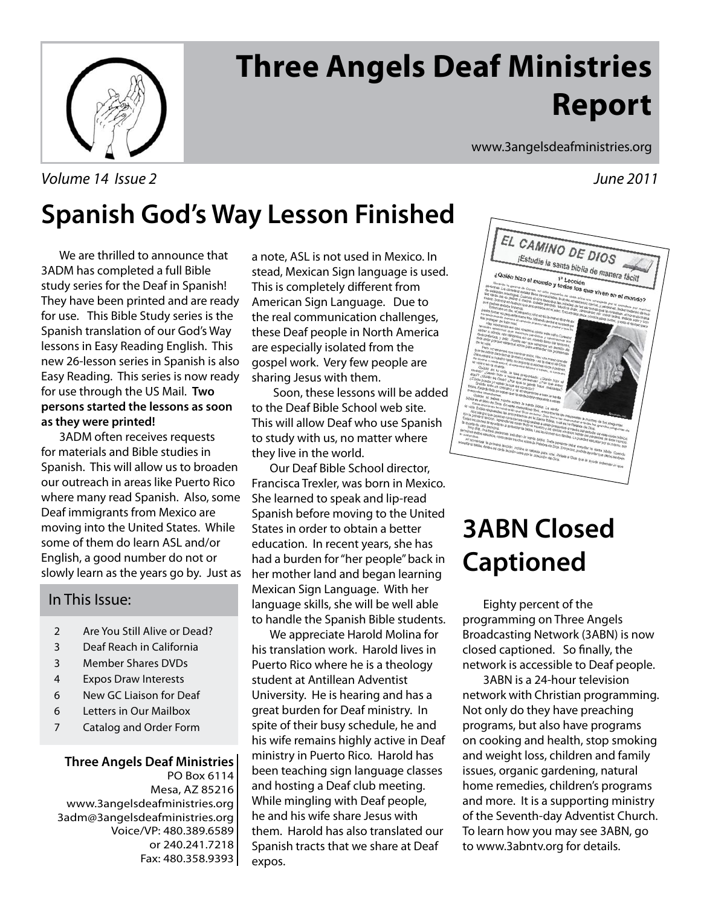# Three Angels Deaf Ministries Report

www.3angelsdeafministries.org

*Volume 14 Issue 2* *June 2011*

## Spanish God's Way Lesson Finished

We are thrilled to announce that 3ADM has completed a full Bible study series for the Deaf in Spanish! They have been printed and are ready for use. This Bible Study series is the Spanish translation of our God's Way lessons in Easy Reading English. This new 26-lesson series in Spanish is also Easy Reading. This series is now ready for use through the US Mail. **Two persons started the lessons as soon as they were printed!**

3ADM often receives requests for materials and Bible studies in Spanish. This will allow us to broaden our outreach in areas like Puerto Rico where many read Spanish. Also, some Deaf immigrants from Mexico are moving into the United States. While some of them do learn ASL and/or English, a good number do not or slowly learn as the years go by. Just as a note, ASL is not used in Mexico. In stead, Mexican Sign language is used. This is completely different from American Sign Language. Due to the real communication challenges, these Deaf people in North America are especially isolated from the gospel work. Very few people are sharing Jesus with them.

Soon, these lessons will be added to the Deaf Bible School web site. This will allow Deaf who use Spanish to study with us, no matter where they live in the world.

Our Deaf Bible School director, Francisca Trexler, was born in Mexico. She learned to speak and lip-read Spanish before moving to the United States in order to obtain a better education. In recent years, she has had a burden for "her people" back in her mother land and began learning Mexican Sign Language. With her language skills, she will be well able to handle the Spanish Bible students.

We appreciate Harold Molina for his translation work. Harold lives in Puerto Rico where he is a theology student at Antillean Adventist University. He is hearing and has a great burden for Deaf ministry. In spite of their busy schedule, he and his wife remains highly active in Deaf ministry in Puerto Rico. Harold has been teaching sign language classes and hosting a Deaf club meeting. While mingling with Deaf people, he and his wife share Jesus with them. Harold has also translated our Spanish tracts that we share at Deaf expos.

### In This Issue:

| | |
|---|---|
| 2 | Are You Still Alive or Dead? |
| 3 | Deaf Reach in California |
| 3 | Member Shares DVDs |
| 4 | Expos Draw Interests |
| 6 | New GC Liaison for Deaf |
| 6 | Letters in Our Mailbox |
| 7 | Catalog and Order Form |

**Three Angels Deaf Ministries**
PO Box 6114
Mesa, AZ 85216
www.3angelsdeafministries.org
3adm@3angelsdeafministries.org
Voice/VP: 480.389.6589
or 240.241.7218
Fax: 480.358.9393

## 3ABN Closed Captioned

Eighty percent of the programming on Three Angels Broadcasting Network (3ABN) is now closed captioned. So finally, the network is accessible to Deaf people.

3ABN is a 24-hour television network with Christian programming. Not only do they have preaching programs, but also have programs on cooking and health, stop smoking and weight loss, children and family issues, organic gardening, natural home remedies, children's programs and more. It is a supporting ministry of the Seventh-day Adventist Church. To learn how you may see 3ABN, go to www.3abntv.org for details.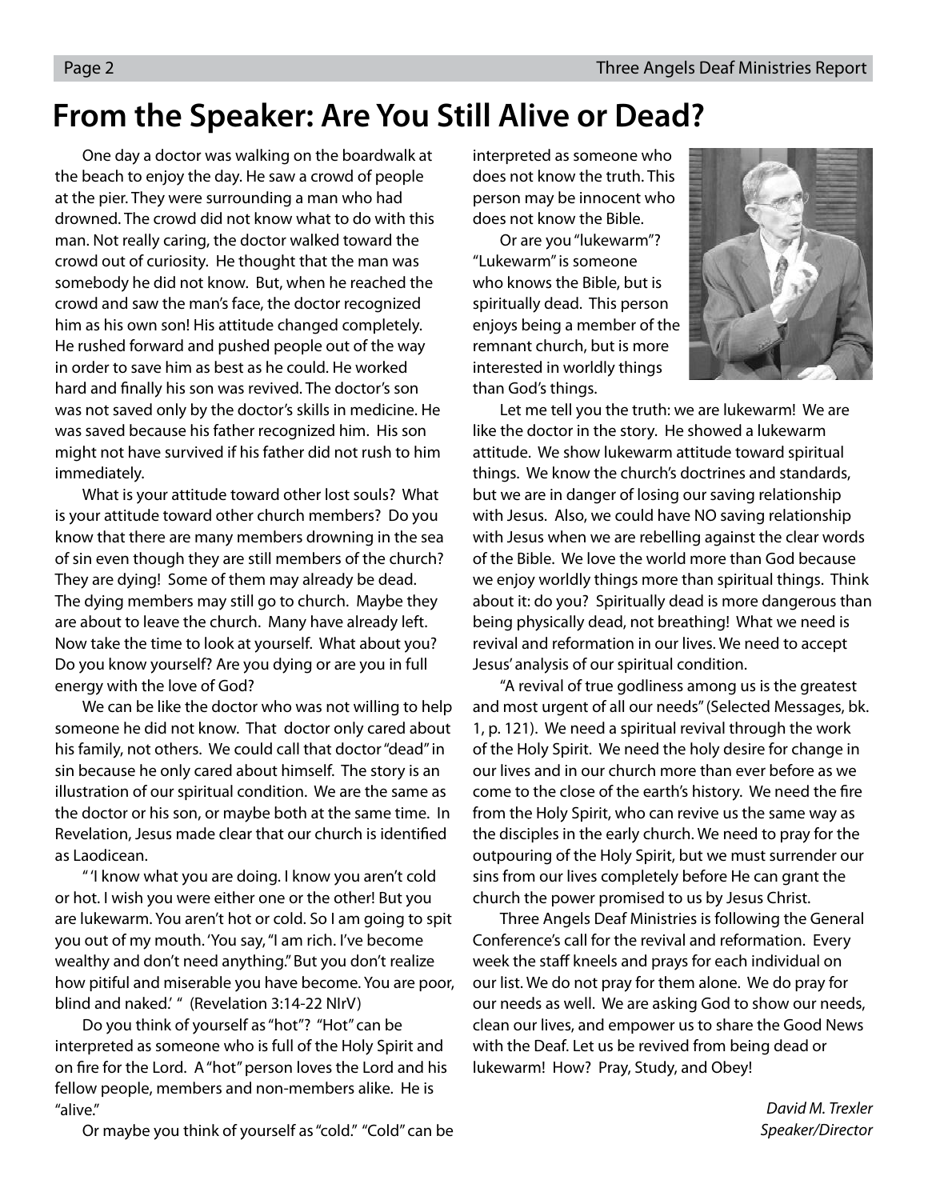# From the Speaker: Are You Still Alive or Dead?

One day a doctor was walking on the boardwalk at the beach to enjoy the day. He saw a crowd of people at the pier. They were surrounding a man who had drowned. The crowd did not know what to do with this man. Not really caring, the doctor walked toward the crowd out of curiosity. He thought that the man was somebody he did not know. But, when he reached the crowd and saw the man's face, the doctor recognized him as his own son! His attitude changed completely. He rushed forward and pushed people out of the way in order to save him as best as he could. He worked hard and finally his son was revived. The doctor's son was not saved only by the doctor's skills in medicine. He was saved because his father recognized him. His son might not have survived if his father did not rush to him immediately.

What is your attitude toward other lost souls? What is your attitude toward other church members? Do you know that there are many members drowning in the sea of sin even though they are still members of the church? They are dying! Some of them may already be dead. The dying members may still go to church. Maybe they are about to leave the church. Many have already left. Now take the time to look at yourself. What about you? Do you know yourself? Are you dying or are you in full energy with the love of God?

We can be like the doctor who was not willing to help someone he did not know. That doctor only cared about his family, not others. We could call that doctor "dead" in sin because he only cared about himself. The story is an illustration of our spiritual condition. We are the same as the doctor or his son, or maybe both at the same time. In Revelation, Jesus made clear that our church is identified as Laodicean.

" 'I know what you are doing. I know you aren't cold or hot. I wish you were either one or the other! But you are lukewarm. You aren't hot or cold. So I am going to spit you out of my mouth. 'You say, "I am rich. I've become wealthy and don't need anything." But you don't realize how pitiful and miserable you have become. You are poor, blind and naked.' " (Revelation 3:14-22 NIrV)

Do you think of yourself as "hot"? "Hot" can be interpreted as someone who is full of the Holy Spirit and on fire for the Lord. A "hot" person loves the Lord and his fellow people, members and non-members alike. He is "alive."

Or maybe you think of yourself as "cold." "Cold" can be interpreted as someone who does not know the truth. This person may be innocent who does not know the Bible.

Or are you "lukewarm"? "Lukewarm" is someone who knows the Bible, but is spiritually dead. This person enjoys being a member of the remnant church, but is more interested in worldly things than God's things.

Let me tell you the truth: we are lukewarm! We are like the doctor in the story. He showed a lukewarm attitude. We show lukewarm attitude toward spiritual things. We know the church's doctrines and standards, but we are in danger of losing our saving relationship with Jesus. Also, we could have NO saving relationship with Jesus when we are rebelling against the clear words of the Bible. We love the world more than God because we enjoy worldly things more than spiritual things. Think about it: do you? Spiritually dead is more dangerous than being physically dead, not breathing! What we need is revival and reformation in our lives. We need to accept Jesus' analysis of our spiritual condition.

"A revival of true godliness among us is the greatest and most urgent of all our needs" (Selected Messages, bk. 1, p. 121). We need a spiritual revival through the work of the Holy Spirit. We need the holy desire for change in our lives and in our church more than ever before as we come to the close of the earth's history. We need the fire from the Holy Spirit, who can revive us the same way as the disciples in the early church. We need to pray for the outpouring of the Holy Spirit, but we must surrender our sins from our lives completely before He can grant the church the power promised to us by Jesus Christ.

Three Angels Deaf Ministries is following the General Conference's call for the revival and reformation. Every week the staff kneels and prays for each individual on our list. We do not pray for them alone. We do pray for our needs as well. We are asking God to show our needs, clean our lives, and empower us to share the Good News with the Deaf. Let us be revived from being dead or lukewarm! How? Pray, Study, and Obey!

*David M. Trexler*
*Speaker/Director*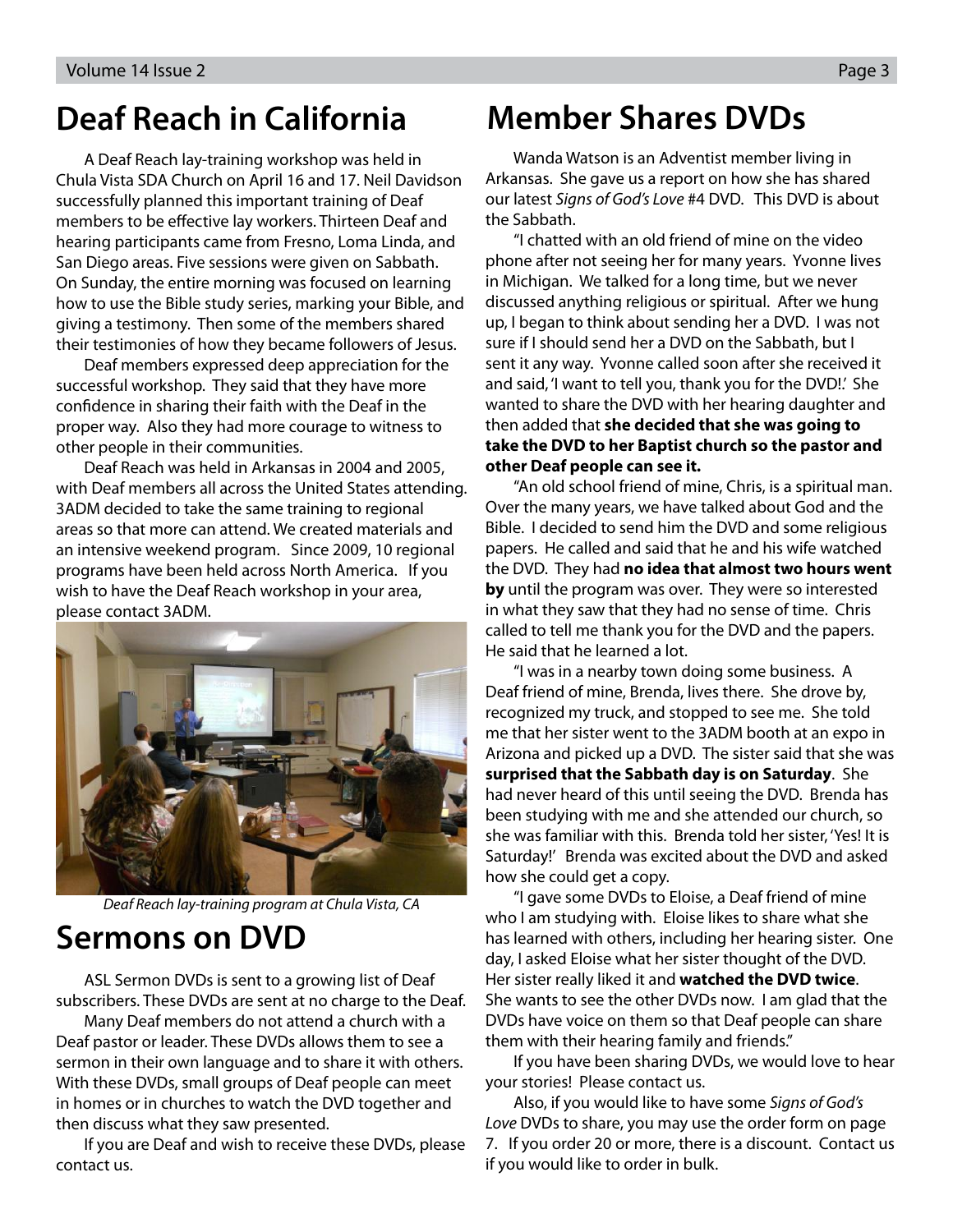# Deaf Reach in California

A Deaf Reach lay-training workshop was held in Chula Vista SDA Church on April 16 and 17. Neil Davidson successfully planned this important training of Deaf members to be effective lay workers. Thirteen Deaf and hearing participants came from Fresno, Loma Linda, and San Diego areas. Five sessions were given on Sabbath. On Sunday, the entire morning was focused on learning how to use the Bible study series, marking your Bible, and giving a testimony. Then some of the members shared their testimonies of how they became followers of Jesus.

Deaf members expressed deep appreciation for the successful workshop. They said that they have more confidence in sharing their faith with the Deaf in the proper way. Also they had more courage to witness to other people in their communities.

Deaf Reach was held in Arkansas in 2004 and 2005, with Deaf members all across the United States attending. 3ADM decided to take the same training to regional areas so that more can attend. We created materials and an intensive weekend program. Since 2009, 10 regional programs have been held across North America. If you wish to have the Deaf Reach workshop in your area, please contact 3ADM.

*Deaf Reach lay-training program at Chula Vista, CA*

# Sermons on DVD

ASL Sermon DVDs is sent to a growing list of Deaf subscribers. These DVDs are sent at no charge to the Deaf.

Many Deaf members do not attend a church with a Deaf pastor or leader. These DVDs allows them to see a sermon in their own language and to share it with others. With these DVDs, small groups of Deaf people can meet in homes or in churches to watch the DVD together and then discuss what they saw presented.

If you are Deaf and wish to receive these DVDs, please contact us.

# Member Shares DVDs

Wanda Watson is an Adventist member living in Arkansas. She gave us a report on how she has shared our latest *Signs of God's Love* #4 DVD. This DVD is about the Sabbath.

"I chatted with an old friend of mine on the video phone after not seeing her for many years. Yvonne lives in Michigan. We talked for a long time, but we never discussed anything religious or spiritual. After we hung up, I began to think about sending her a DVD. I was not sure if I should send her a DVD on the Sabbath, but I sent it any way. Yvonne called soon after she received it and said, 'I want to tell you, thank you for the DVD!' She wanted to share the DVD with her hearing daughter and then added that **she decided that she was going to take the DVD to her Baptist church so the pastor and other Deaf people can see it.**

"An old school friend of mine, Chris, is a spiritual man. Over the many years, we have talked about God and the Bible. I decided to send him the DVD and some religious papers. He called and said that he and his wife watched the DVD. They had **no idea that almost two hours went by** until the program was over. They were so interested in what they saw that they had no sense of time. Chris called to tell me thank you for the DVD and the papers. He said that he learned a lot.

"I was in a nearby town doing some business. A Deaf friend of mine, Brenda, lives there. She drove by, recognized my truck, and stopped to see me. She told me that her sister went to the 3ADM booth at an expo in Arizona and picked up a DVD. The sister said that she was **surprised that the Sabbath day is on Saturday**. She had never heard of this until seeing the DVD. Brenda has been studying with me and she attended our church, so she was familiar with this. Brenda told her sister, 'Yes! It is Saturday!' Brenda was excited about the DVD and asked how she could get a copy.

"I gave some DVDs to Eloise, a Deaf friend of mine who I am studying with. Eloise likes to share what she has learned with others, including her hearing sister. One day, I asked Eloise what her sister thought of the DVD. Her sister really liked it and **watched the DVD twice**. She wants to see the other DVDs now. I am glad that the DVDs have voice on them so that Deaf people can share them with their hearing family and friends."

If you have been sharing DVDs, we would love to hear your stories! Please contact us.

Also, if you would like to have some *Signs of God's Love* DVDs to share, you may use the order form on page 7. If you order 20 or more, there is a discount. Contact us if you would like to order in bulk.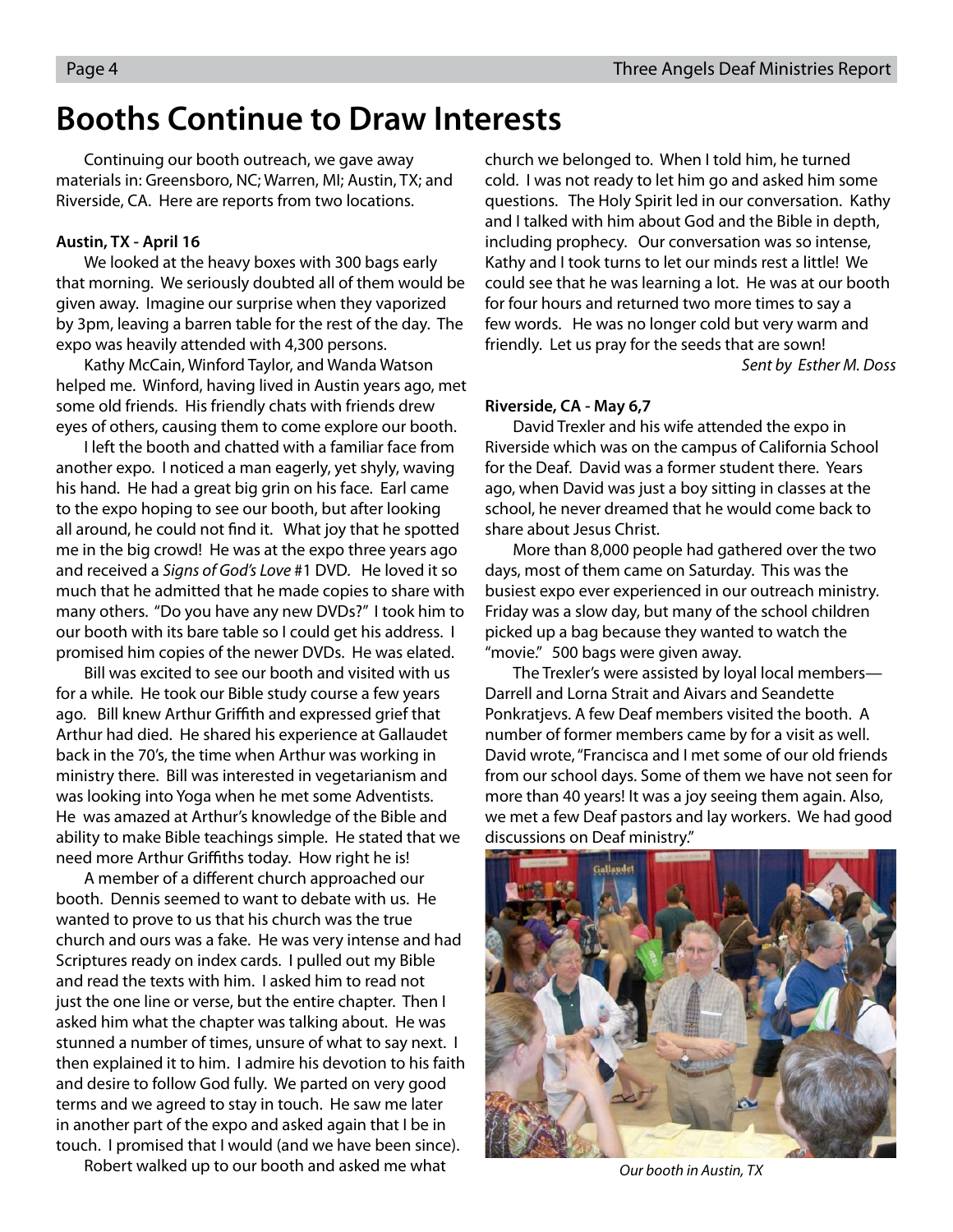# Booths Continue to Draw Interests

Continuing our booth outreach, we gave away materials in: Greensboro, NC; Warren, MI; Austin, TX; and Riverside, CA. Here are reports from two locations.

**Austin, TX - April 16**

We looked at the heavy boxes with 300 bags early that morning. We seriously doubted all of them would be given away. Imagine our surprise when they vaporized by 3pm, leaving a barren table for the rest of the day. The expo was heavily attended with 4,300 persons.

Kathy McCain, Winford Taylor, and Wanda Watson helped me. Winford, having lived in Austin years ago, met some old friends. His friendly chats with friends drew eyes of others, causing them to come explore our booth.

I left the booth and chatted with a familiar face from another expo. I noticed a man eagerly, yet shyly, waving his hand. He had a great big grin on his face. Earl came to the expo hoping to see our booth, but after looking all around, he could not find it. What joy that he spotted me in the big crowd! He was at the expo three years ago and received a *Signs of God's Love* #1 DVD. He loved it so much that he admitted that he made copies to share with many others. "Do you have any new DVDs?" I took him to our booth with its bare table so I could get his address. I promised him copies of the newer DVDs. He was elated.

Bill was excited to see our booth and visited with us for a while. He took our Bible study course a few years ago. Bill knew Arthur Griffith and expressed grief that Arthur had died. He shared his experience at Gallaudet back in the 70's, the time when Arthur was working in ministry there. Bill was interested in vegetarianism and was looking into Yoga when he met some Adventists. He was amazed at Arthur's knowledge of the Bible and ability to make Bible teachings simple. He stated that we need more Arthur Griffiths today. How right he is!

A member of a different church approached our booth. Dennis seemed to want to debate with us. He wanted to prove to us that his church was the true church and ours was a fake. He was very intense and had Scriptures ready on index cards. I pulled out my Bible and read the texts with him. I asked him to read not just the one line or verse, but the entire chapter. Then I asked him what the chapter was talking about. He was stunned a number of times, unsure of what to say next. I then explained it to him. I admire his devotion to his faith and desire to follow God fully. We parted on very good terms and we agreed to stay in touch. He saw me later in another part of the expo and asked again that I be in touch. I promised that I would (and we have been since).

Robert walked up to our booth and asked me what church we belonged to. When I told him, he turned cold. I was not ready to let him go and asked him some questions. The Holy Spirit led in our conversation. Kathy and I talked with him about God and the Bible in depth, including prophecy. Our conversation was so intense, Kathy and I took turns to let our minds rest a little! We could see that he was learning a lot. He was at our booth for four hours and returned two more times to say a few words. He was no longer cold but very warm and friendly. Let us pray for the seeds that are sown!

*Sent by Esther M. Doss*

**Riverside, CA - May 6,7**

David Trexler and his wife attended the expo in Riverside which was on the campus of California School for the Deaf. David was a former student there. Years ago, when David was just a boy sitting in classes at the school, he never dreamed that he would come back to share about Jesus Christ.

More than 8,000 people had gathered over the two days, most of them came on Saturday. This was the busiest expo ever experienced in our outreach ministry. Friday was a slow day, but many of the school children picked up a bag because they wanted to watch the "movie." 500 bags were given away.

The Trexler's were assisted by loyal local members—Darrell and Lorna Strait and Aivars and Seandette Ponkratjevs. A few Deaf members visited the booth. A number of former members came by for a visit as well. David wrote, "Francisca and I met some of our old friends from our school days. Some of them we have not seen for more than 40 years! It was a joy seeing them again. Also, we met a few Deaf pastors and lay workers. We had good discussions on Deaf ministry."

*Our booth in Austin, TX*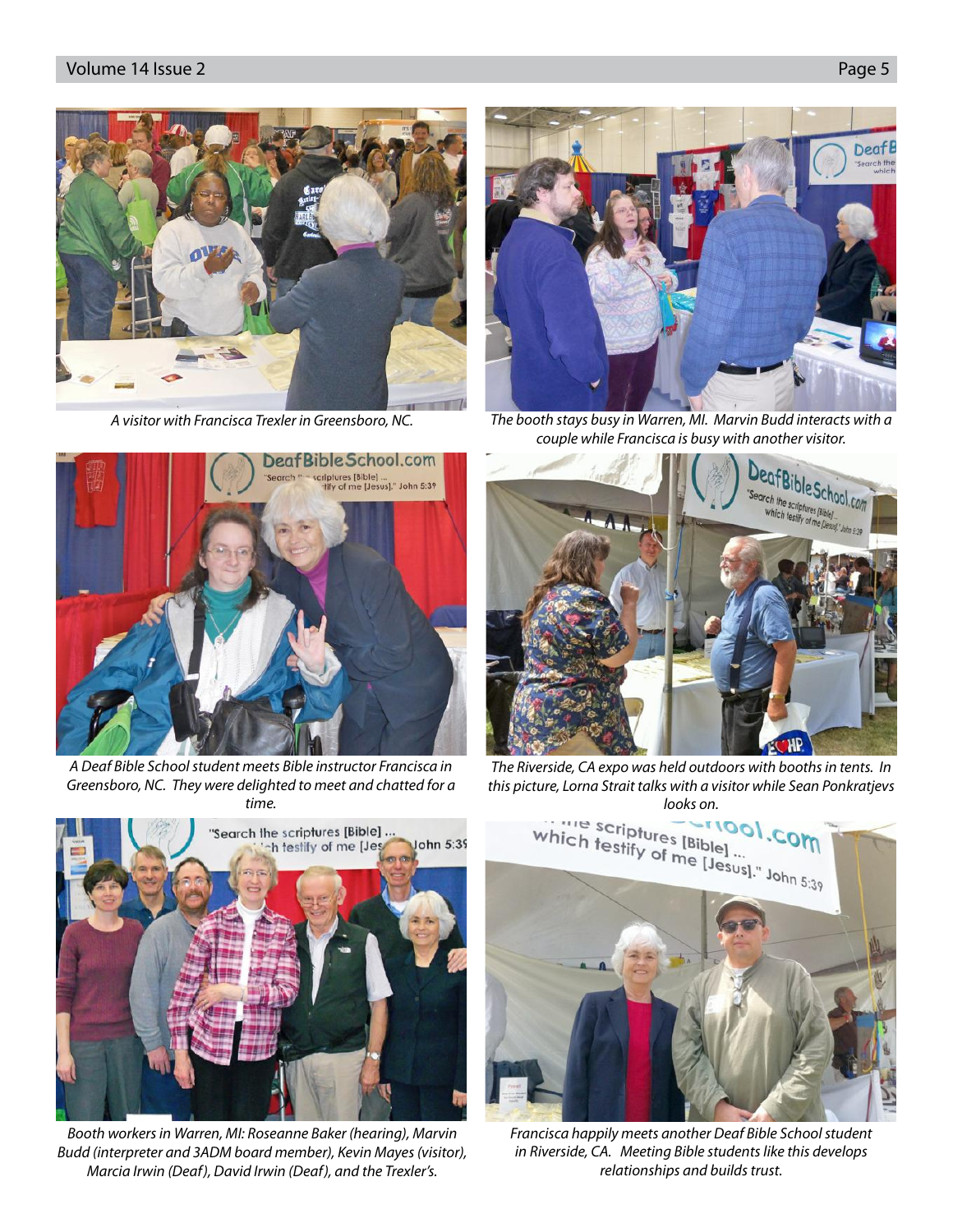*A visitor with Francisca Trexler in Greensboro, NC.*

*The booth stays busy in Warren, MI. Marvin Budd interacts with a couple while Francisca is busy with another visitor.*

*A Deaf Bible School student meets Bible instructor Francisca in Greensboro, NC. They were delighted to meet and chatted for a time.*

*The Riverside, CA expo was held outdoors with booths in tents. In this picture, Lorna Strait talks with a visitor while Sean Ponkratjevs looks on.*

*Booth workers in Warren, MI: Roseanne Baker (hearing), Marvin Budd (interpreter and 3ADM board member), Kevin Mayes (visitor), Marcia Irwin (Deaf), David Irwin (Deaf), and the Trexler's.*

*Francisca happily meets another Deaf Bible School student in Riverside, CA. Meeting Bible students like this develops relationships and builds trust.*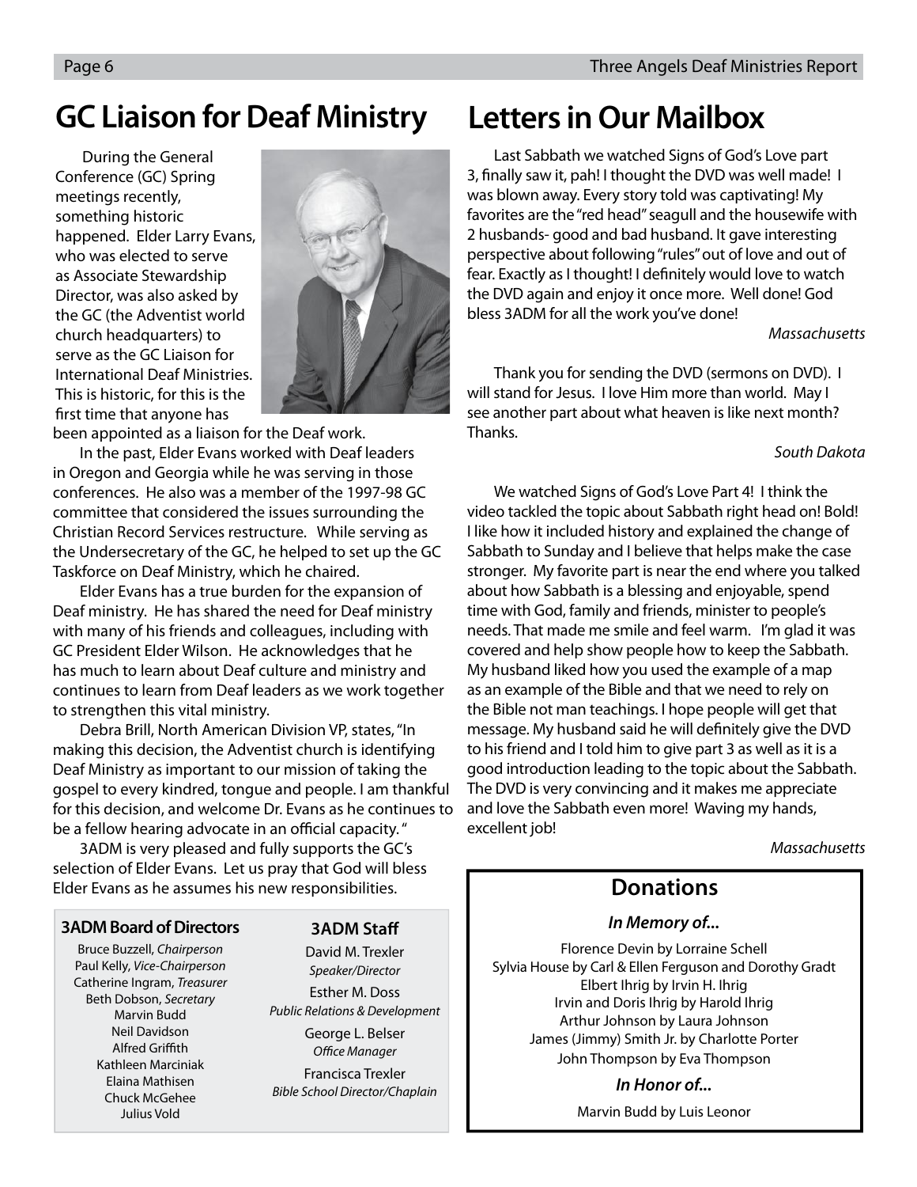# GC Liaison for Deaf Ministry

During the General Conference (GC) Spring meetings recently, something historic happened. Elder Larry Evans, who was elected to serve as Associate Stewardship Director, was also asked by the GC (the Adventist world church headquarters) to serve as the GC Liaison for International Deaf Ministries. This is historic, for this is the first time that anyone has been appointed as a liaison for the Deaf work.

In the past, Elder Evans worked with Deaf leaders in Oregon and Georgia while he was serving in those conferences. He also was a member of the 1997-98 GC committee that considered the issues surrounding the Christian Record Services restructure. While serving as the Undersecretary of the GC, he helped to set up the GC Taskforce on Deaf Ministry, which he chaired.

Elder Evans has a true burden for the expansion of Deaf ministry. He has shared the need for Deaf ministry with many of his friends and colleagues, including with GC President Elder Wilson. He acknowledges that he has much to learn about Deaf culture and ministry and continues to learn from Deaf leaders as we work together to strengthen this vital ministry.

Debra Brill, North American Division VP, states, "In making this decision, the Adventist church is identifying Deaf Ministry as important to our mission of taking the gospel to every kindred, tongue and people. I am thankful for this decision, and welcome Dr. Evans as he continues to be a fellow hearing advocate in an official capacity. "

3ADM is very pleased and fully supports the GC's selection of Elder Evans. Let us pray that God will bless Elder Evans as he assumes his new responsibilities.

### 3ADM Board of Directors

Bruce Buzzell, *Chairperson*
Paul Kelly, *Vice-Chairperson*
Catherine Ingram, *Treasurer*
Beth Dobson, *Secretary*
Marvin Budd
Neil Davidson
Alfred Griffith
Kathleen Marciniak
Elaina Mathisen
Chuck McGehee
Julius Vold

### 3ADM Staff

David M. Trexler
*Speaker/Director*

Esther M. Doss
*Public Relations & Development*

George L. Belser
*Office Manager*

Francisca Trexler
*Bible School Director/Chaplain*

# Letters in Our Mailbox

Last Sabbath we watched Signs of God's Love part 3, finally saw it, pah! I thought the DVD was well made! I was blown away. Every story told was captivating! My favorites are the "red head" seagull and the housewife with 2 husbands- good and bad husband. It gave interesting perspective about following "rules" out of love and out of fear. Exactly as I thought! I definitely would love to watch the DVD again and enjoy it once more. Well done! God bless 3ADM for all the work you've done!

*Massachusetts*

Thank you for sending the DVD (sermons on DVD). I will stand for Jesus. I love Him more than world. May I see another part about what heaven is like next month? Thanks.

*South Dakota*

We watched Signs of God's Love Part 4! I think the video tackled the topic about Sabbath right head on! Bold! I like how it included history and explained the change of Sabbath to Sunday and I believe that helps make the case stronger. My favorite part is near the end where you talked about how Sabbath is a blessing and enjoyable, spend time with God, family and friends, minister to people's needs. That made me smile and feel warm. I'm glad it was covered and help show people how to keep the Sabbath. My husband liked how you used the example of a map as an example of the Bible and that we need to rely on the Bible not man teachings. I hope people will get that message. My husband said he will definitely give the DVD to his friend and I told him to give part 3 as well as it is a good introduction leading to the topic about the Sabbath. The DVD is very convincing and it makes me appreciate and love the Sabbath even more! Waving my hands, excellent job!

*Massachusetts*

## Donations

***In Memory of...***

Florence Devin by Lorraine Schell
Sylvia House by Carl & Ellen Ferguson and Dorothy Gradt
Elbert Ihrig by Irvin H. Ihrig
Irvin and Doris Ihrig by Harold Ihrig
Arthur Johnson by Laura Johnson
James (Jimmy) Smith Jr. by Charlotte Porter
John Thompson by Eva Thompson

***In Honor of...***

Marvin Budd by Luis Leonor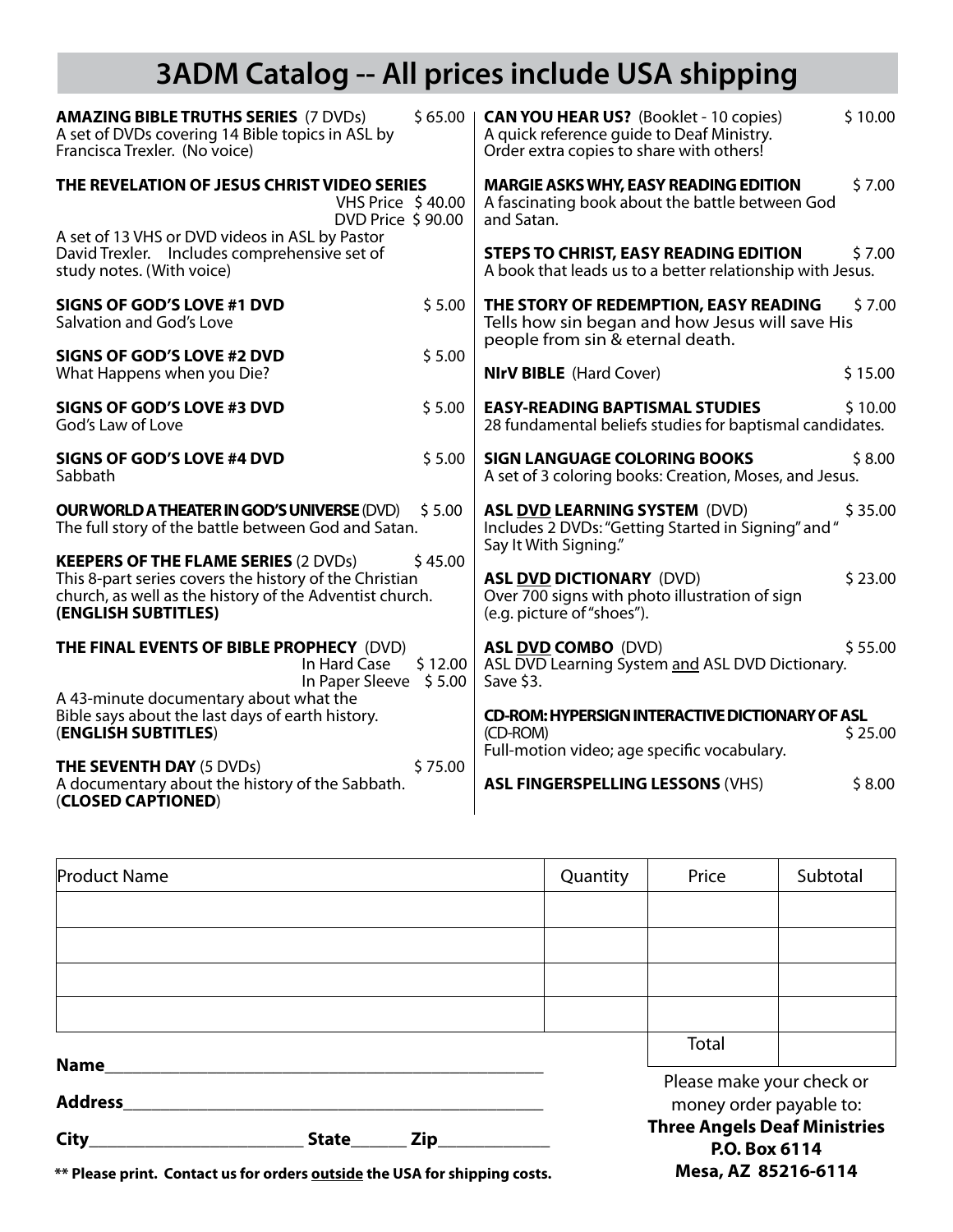# 3ADM Catalog -- All prices include USA shipping

**AMAZING BIBLE TRUTHS SERIES** (7 DVDs) $ 65.00
A set of DVDs covering 14 Bible topics in ASL by Francisca Trexler. (No voice)

**THE REVELATION OF JESUS CHRIST VIDEO SERIES**
VHS Price $ 40.00
DVD Price $ 90.00
A set of 13 VHS or DVD videos in ASL by Pastor David Trexler. Includes comprehensive set of study notes. (With voice)

**SIGNS OF GOD'S LOVE #1 DVD** $ 5.00
Salvation and God's Love

**SIGNS OF GOD'S LOVE #2 DVD** $ 5.00
What Happens when you Die?

**SIGNS OF GOD'S LOVE #3 DVD** $ 5.00
God's Law of Love

**SIGNS OF GOD'S LOVE #4 DVD** $ 5.00
Sabbath

**OUR WORLD A THEATER IN GOD'S UNIVERSE** (DVD) $ 5.00
The full story of the battle between God and Satan.

**KEEPERS OF THE FLAME SERIES** (2 DVDs) $ 45.00
This 8-part series covers the history of the Christian church, as well as the history of the Adventist church. **(ENGLISH SUBTITLES)**

**THE FINAL EVENTS OF BIBLE PROPHECY** (DVD)
In Hard Case $ 12.00
In Paper Sleeve $ 5.00
A 43-minute documentary about what the Bible says about the last days of earth history. (**ENGLISH SUBTITLES**)

**THE SEVENTH DAY** (5 DVDs) $ 75.00
A documentary about the history of the Sabbath. (**CLOSED CAPTIONED**)

**CAN YOU HEAR US?** (Booklet - 10 copies) $ 10.00
A quick reference guide to Deaf Ministry. Order extra copies to share with others!

**MARGIE ASKS WHY, EASY READING EDITION** $ 7.00
A fascinating book about the battle between God and Satan.

**STEPS TO CHRIST, EASY READING EDITION** $ 7.00
A book that leads us to a better relationship with Jesus.

**THE STORY OF REDEMPTION, EASY READING** $ 7.00
Tells how sin began and how Jesus will save His people from sin & eternal death.

**NIrV BIBLE** (Hard Cover) $ 15.00

**EASY-READING BAPTISMAL STUDIES** $ 10.00
28 fundamental beliefs studies for baptismal candidates.

**SIGN LANGUAGE COLORING BOOKS** $ 8.00
A set of 3 coloring books: Creation, Moses, and Jesus.

**ASL DVD LEARNING SYSTEM** (DVD) $ 35.00
Includes 2 DVDs: "Getting Started in Signing" and " Say It With Signing."

**ASL DVD DICTIONARY** (DVD) $ 23.00
Over 700 signs with photo illustration of sign (e.g. picture of "shoes").

**ASL DVD COMBO** (DVD) $ 55.00
ASL DVD Learning System and ASL DVD Dictionary. Save $3.

**CD-ROM: HYPERSIGN INTERACTIVE DICTIONARY OF ASL** (CD-ROM) $ 25.00
Full-motion video; age specific vocabulary.

**ASL FINGERSPELLING LESSONS** (VHS) $ 8.00

| Product Name | Quantity | Price | Subtotal |
|---|---|---|---|
| | | | |
| | | | |
| | | | |
| | | | |
| | | Total | |

**Name**\_\_\_\_\_\_\_\_\_\_\_\_\_\_\_\_\_\_\_\_\_\_\_\_\_\_\_\_\_\_\_\_\_\_\_\_\_\_\_\_

**Address**\_\_\_\_\_\_\_\_\_\_\_\_\_\_\_\_\_\_\_\_\_\_\_\_\_\_\_\_\_\_\_\_\_\_\_\_\_\_

**City**\_\_\_\_\_\_\_\_\_\_\_\_\_\_\_\_\_\_\_\_ **State**\_\_\_\_\_\_ **Zip**\_\_\_\_\_\_\_\_\_\_

**\*\* Please print. Contact us for orders outside the USA for shipping costs.**

Please make your check or money order payable to:
**Three Angels Deaf Ministries**
**P.O. Box 6114**
**Mesa, AZ 85216-6114**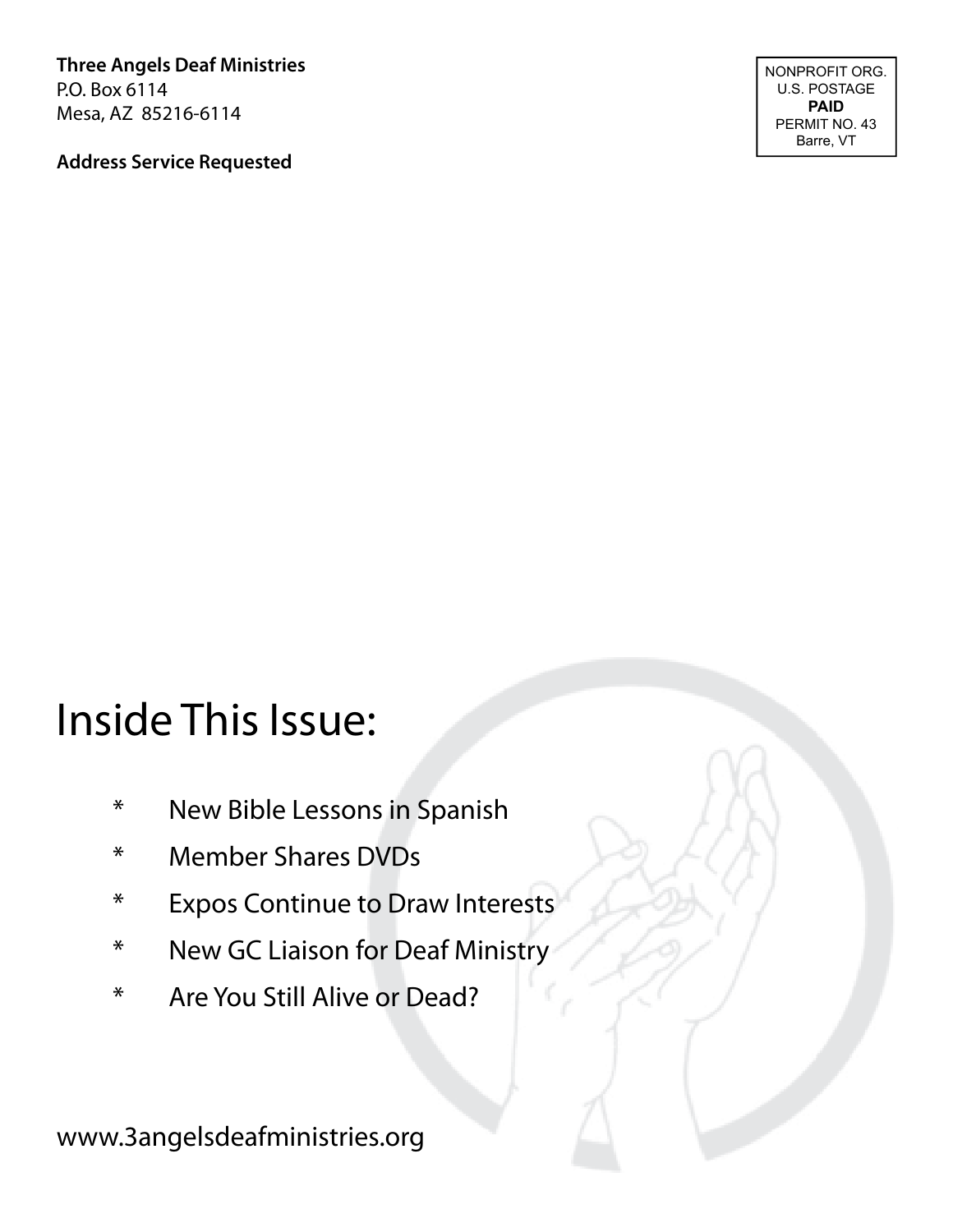**Three Angels Deaf Ministries**
P.O. Box 6114
Mesa, AZ 85216-6114

**Address Service Requested**

NONPROFIT ORG.
U.S. POSTAGE
**PAID**
PERMIT NO. 43
Barre, VT

# Inside This Issue:

* New Bible Lessons in Spanish
* Member Shares DVDs
* Expos Continue to Draw Interests
* New GC Liaison for Deaf Ministry
* Are You Still Alive or Dead?

www.3angelsdeafministries.org